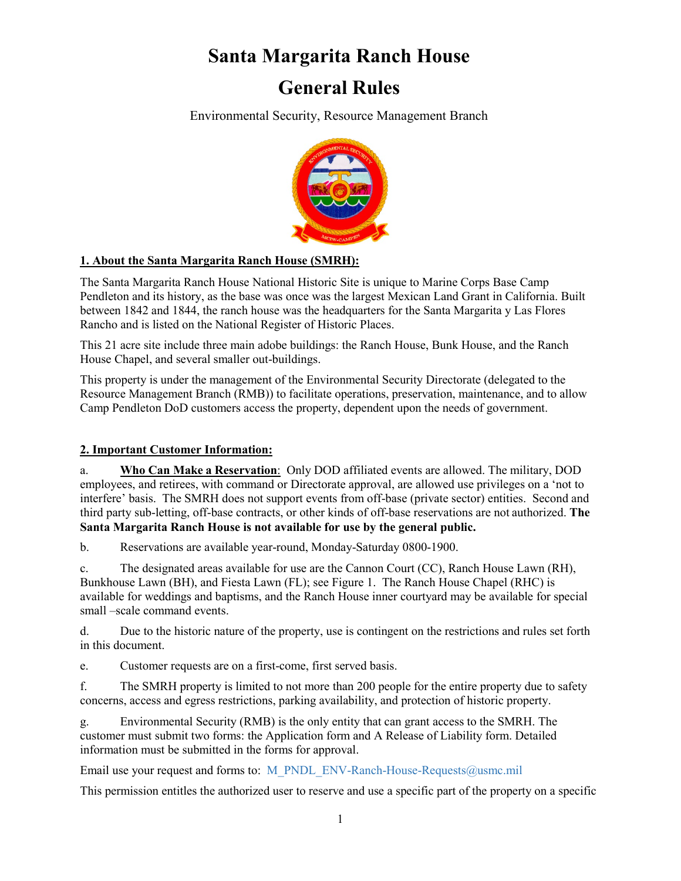# Santa Margarita Ranch House

# General Rules

Environmental Security, Resource Management Branch

## 1. About the Santa Margarita Ranch House (SMRH):

The Santa Margarita Ranch House National Historic Site is unique to Marine Corps Base Camp Pendleton and its history, as the base was once was the largest Mexican Land Grant in California. Built between 1842 and 1844, the ranch house was the headquarters for the Santa Margarita y Las Flores Rancho and is listed on the National Register of Historic Places.

This 21 acre site include three main adobe buildings: the Ranch House, Bunk House, and the Ranch House Chapel, and several smaller out-buildings.

This property is under the management of the Environmental Security Directorate (delegated to the Resource Management Branch (RMB)) to facilitate operations, preservation, maintenance, and to allow Camp Pendleton DoD customers access the property, dependent upon the needs of government.

## 2. Important Customer Information:

a. **Who Can Make a Reservation**: Only DOD affiliated events are allowed. The military, DOD employees, and retirees, with command or Directorate approval, are allowed use privileges on a 'not to interfere' basis. The SMRH does not support events from off-base (private sector) entities. Second and third party sub-letting, off-base contracts, or other kinds of off-base reservations are not authorized. **The Santa Margarita Ranch House is not available for use by the general public.**

b. Reservations are available year-round, Monday-Saturday 0800-1900.

c. The designated areas available for use are the Cannon Court (CC), Ranch House Lawn (RH), Bunkhouse Lawn (BH), and Fiesta Lawn (FL); see Figure 1. The Ranch House Chapel (RHC) is available for weddings and baptisms, and the Ranch House inner courtyard may be available for special small –scale command events.

d. Due to the historic nature of the property, use is contingent on the restrictions and rules set forth in this document.

e. Customer requests are on a first-come, first served basis.

f. The SMRH property is limited to not more than 200 people for the entire property due to safety concerns, access and egress restrictions, parking availability, and protection of historic property.

g. Environmental Security (RMB) is the only entity that can grant access to the SMRH. The customer must submit two forms: the Application form and A Release of Liability form. Detailed information must be submitted in the forms for approval.

Email use your request and forms to: M_PNDL_ENV-Ranch-House-Requests@usmc.mil

This permission entitles the authorized user to reserve and use a specific part of the property on a specific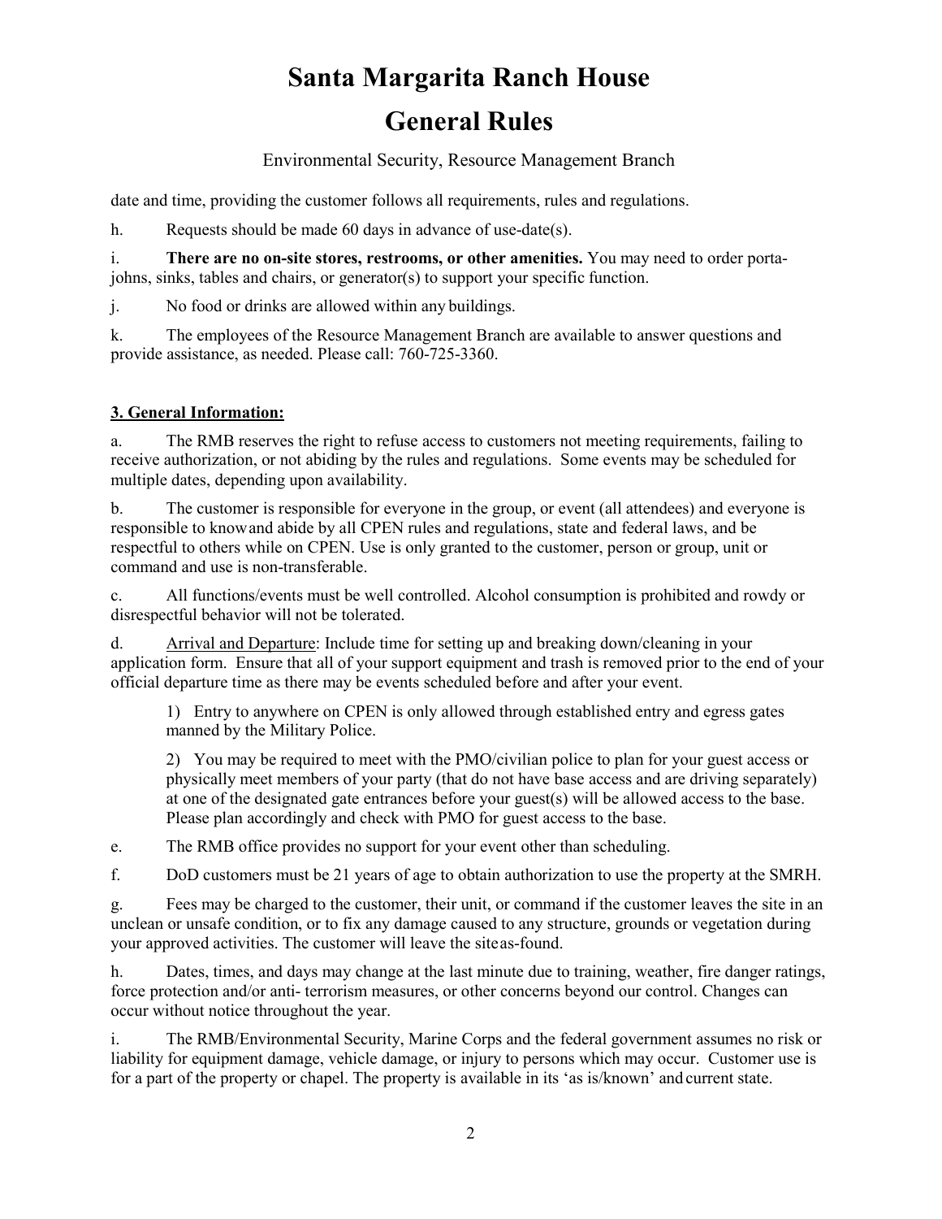# Santa Margarita Ranch House

# General Rules

Environmental Security, Resource Management Branch

date and time, providing the customer follows all requirements, rules and regulations.

h. Requests should be made 60 days in advance of use-date(s).

i. **There are no on-site stores, restrooms, or other amenities.** You may need to order porta-johns, sinks, tables and chairs, or generator(s) to support your specific function.

j. No food or drinks are allowed within any buildings.

k. The employees of the Resource Management Branch are available to answer questions and provide assistance, as needed. Please call: 760-725-3360.

**3. General Information:**

a. The RMB reserves the right to refuse access to customers not meeting requirements, failing to receive authorization, or not abiding by the rules and regulations. Some events may be scheduled for multiple dates, depending upon availability.

b. The customer is responsible for everyone in the group, or event (all attendees) and everyone is responsible to know and abide by all CPEN rules and regulations, state and federal laws, and be respectful to others while on CPEN. Use is only granted to the customer, person or group, unit or command and use is non-transferable.

c. All functions/events must be well controlled. Alcohol consumption is prohibited and rowdy or disrespectful behavior will not be tolerated.

d. Arrival and Departure: Include time for setting up and breaking down/cleaning in your application form. Ensure that all of your support equipment and trash is removed prior to the end of your official departure time as there may be events scheduled before and after your event.

   1) Entry to anywhere on CPEN is only allowed through established entry and egress gates manned by the Military Police.

   2) You may be required to meet with the PMO/civilian police to plan for your guest access or physically meet members of your party (that do not have base access and are driving separately) at one of the designated gate entrances before your guest(s) will be allowed access to the base. Please plan accordingly and check with PMO for guest access to the base.

e. The RMB office provides no support for your event other than scheduling.

f. DoD customers must be 21 years of age to obtain authorization to use the property at the SMRH.

g. Fees may be charged to the customer, their unit, or command if the customer leaves the site in an unclean or unsafe condition, or to fix any damage caused to any structure, grounds or vegetation during your approved activities. The customer will leave the site as-found.

h. Dates, times, and days may change at the last minute due to training, weather, fire danger ratings, force protection and/or anti- terrorism measures, or other concerns beyond our control. Changes can occur without notice throughout the year.

i. The RMB/Environmental Security, Marine Corps and the federal government assumes no risk or liability for equipment damage, vehicle damage, or injury to persons which may occur. Customer use is for a part of the property or chapel. The property is available in its 'as is/known' and current state.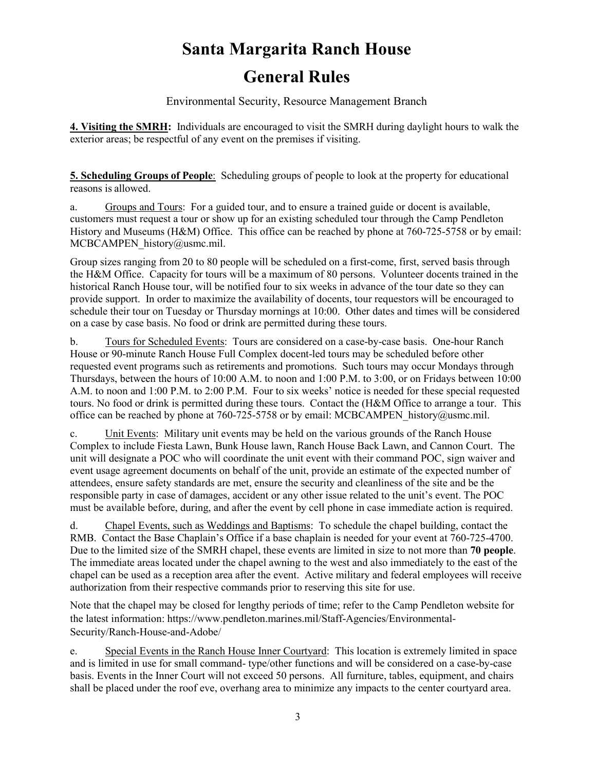# Santa Margarita Ranch House

# General Rules

Environmental Security, Resource Management Branch

**4. Visiting the SMRH:** Individuals are encouraged to visit the SMRH during daylight hours to walk the exterior areas; be respectful of any event on the premises if visiting.

**5. Scheduling Groups of People**: Scheduling groups of people to look at the property for educational reasons is allowed.

a. Groups and Tours: For a guided tour, and to ensure a trained guide or docent is available, customers must request a tour or show up for an existing scheduled tour through the Camp Pendleton History and Museums (H&M) Office. This office can be reached by phone at 760-725-5758 or by email: MCBCAMPEN_history@usmc.mil.

Group sizes ranging from 20 to 80 people will be scheduled on a first-come, first, served basis through the H&M Office. Capacity for tours will be a maximum of 80 persons. Volunteer docents trained in the historical Ranch House tour, will be notified four to six weeks in advance of the tour date so they can provide support. In order to maximize the availability of docents, tour requestors will be encouraged to schedule their tour on Tuesday or Thursday mornings at 10:00. Other dates and times will be considered on a case by case basis. No food or drink are permitted during these tours.

b. Tours for Scheduled Events: Tours are considered on a case-by-case basis. One-hour Ranch House or 90-minute Ranch House Full Complex docent-led tours may be scheduled before other requested event programs such as retirements and promotions. Such tours may occur Mondays through Thursdays, between the hours of 10:00 A.M. to noon and 1:00 P.M. to 3:00, or on Fridays between 10:00 A.M. to noon and 1:00 P.M. to 2:00 P.M. Four to six weeks' notice is needed for these special requested tours. No food or drink is permitted during these tours. Contact the (H&M Office to arrange a tour. This office can be reached by phone at 760-725-5758 or by email: MCBCAMPEN_history@usmc.mil.

c. Unit Events: Military unit events may be held on the various grounds of the Ranch House Complex to include Fiesta Lawn, Bunk House lawn, Ranch House Back Lawn, and Cannon Court. The unit will designate a POC who will coordinate the unit event with their command POC, sign waiver and event usage agreement documents on behalf of the unit, provide an estimate of the expected number of attendees, ensure safety standards are met, ensure the security and cleanliness of the site and be the responsible party in case of damages, accident or any other issue related to the unit's event. The POC must be available before, during, and after the event by cell phone in case immediate action is required.

d. Chapel Events, such as Weddings and Baptisms: To schedule the chapel building, contact the RMB. Contact the Base Chaplain's Office if a base chaplain is needed for your event at 760-725-4700. Due to the limited size of the SMRH chapel, these events are limited in size to not more than **70 people**. The immediate areas located under the chapel awning to the west and also immediately to the east of the chapel can be used as a reception area after the event. Active military and federal employees will receive authorization from their respective commands prior to reserving this site for use.

Note that the chapel may be closed for lengthy periods of time; refer to the Camp Pendleton website for the latest information: https://www.pendleton.marines.mil/Staff-Agencies/Environmental-Security/Ranch-House-and-Adobe/

e. Special Events in the Ranch House Inner Courtyard: This location is extremely limited in space and is limited in use for small command- type/other functions and will be considered on a case-by-case basis. Events in the Inner Court will not exceed 50 persons. All furniture, tables, equipment, and chairs shall be placed under the roof eve, overhang area to minimize any impacts to the center courtyard area.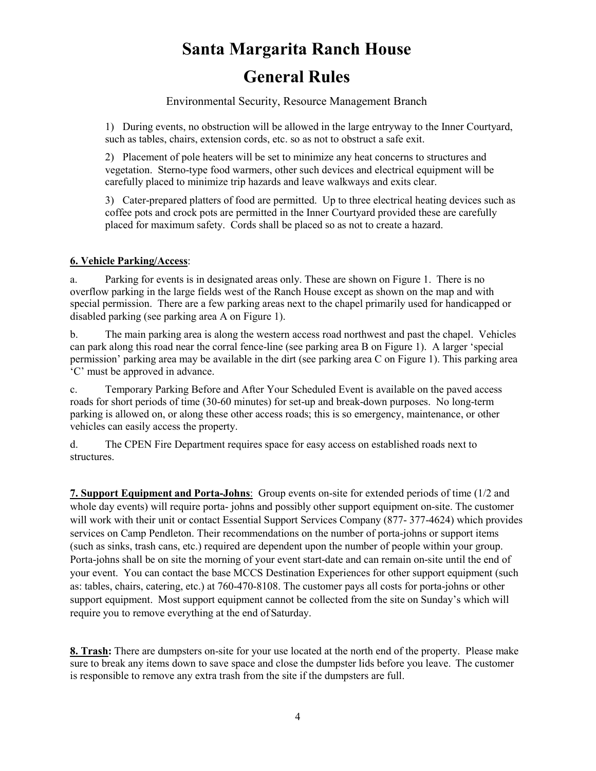# Santa Margarita Ranch House

# General Rules

Environmental Security, Resource Management Branch

1) During events, no obstruction will be allowed in the large entryway to the Inner Courtyard, such as tables, chairs, extension cords, etc. so as not to obstruct a safe exit.

2) Placement of pole heaters will be set to minimize any heat concerns to structures and vegetation. Sterno-type food warmers, other such devices and electrical equipment will be carefully placed to minimize trip hazards and leave walkways and exits clear.

3) Cater-prepared platters of food are permitted. Up to three electrical heating devices such as coffee pots and crock pots are permitted in the Inner Courtyard provided these are carefully placed for maximum safety. Cords shall be placed so as not to create a hazard.

**6. Vehicle Parking/Access**:

a. Parking for events is in designated areas only. These are shown on Figure 1. There is no overflow parking in the large fields west of the Ranch House except as shown on the map and with special permission. There are a few parking areas next to the chapel primarily used for handicapped or disabled parking (see parking area A on Figure 1).

b. The main parking area is along the western access road northwest and past the chapel. Vehicles can park along this road near the corral fence-line (see parking area B on Figure 1). A larger 'special permission' parking area may be available in the dirt (see parking area C on Figure 1). This parking area 'C' must be approved in advance.

c. Temporary Parking Before and After Your Scheduled Event is available on the paved access roads for short periods of time (30-60 minutes) for set-up and break-down purposes. No long-term parking is allowed on, or along these other access roads; this is so emergency, maintenance, or other vehicles can easily access the property.

d. The CPEN Fire Department requires space for easy access on established roads next to structures.

**7. Support Equipment and Porta-Johns**: Group events on-site for extended periods of time (1/2 and whole day events) will require porta- johns and possibly other support equipment on-site. The customer will work with their unit or contact Essential Support Services Company (877- 377-4624) which provides services on Camp Pendleton. Their recommendations on the number of porta-johns or support items (such as sinks, trash cans, etc.) required are dependent upon the number of people within your group. Porta-johns shall be on site the morning of your event start-date and can remain on-site until the end of your event. You can contact the base MCCS Destination Experiences for other support equipment (such as: tables, chairs, catering, etc.) at 760-470-8108. The customer pays all costs for porta-johns or other support equipment. Most support equipment cannot be collected from the site on Sunday's which will require you to remove everything at the end of Saturday.

**8. Trash:** There are dumpsters on-site for your use located at the north end of the property. Please make sure to break any items down to save space and close the dumpster lids before you leave. The customer is responsible to remove any extra trash from the site if the dumpsters are full.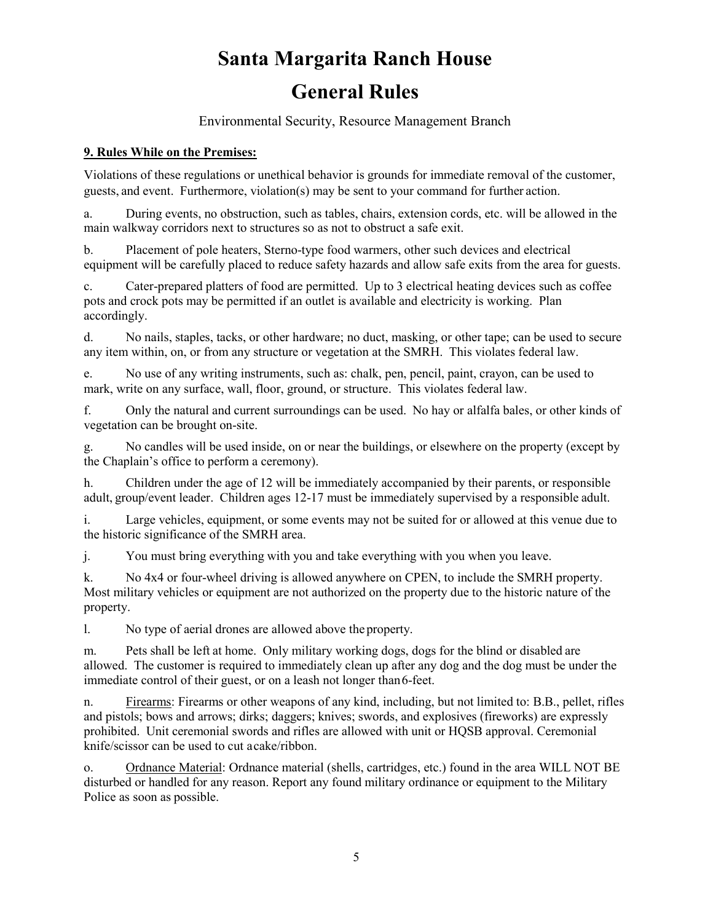# Santa Margarita Ranch House

# General Rules

Environmental Security, Resource Management Branch

**9. Rules While on the Premises:**

Violations of these regulations or unethical behavior is grounds for immediate removal of the customer, guests, and event. Furthermore, violation(s) may be sent to your command for further action.

a. During events, no obstruction, such as tables, chairs, extension cords, etc. will be allowed in the main walkway corridors next to structures so as not to obstruct a safe exit.

b. Placement of pole heaters, Sterno-type food warmers, other such devices and electrical equipment will be carefully placed to reduce safety hazards and allow safe exits from the area for guests.

c. Cater-prepared platters of food are permitted. Up to 3 electrical heating devices such as coffee pots and crock pots may be permitted if an outlet is available and electricity is working. Plan accordingly.

d. No nails, staples, tacks, or other hardware; no duct, masking, or other tape; can be used to secure any item within, on, or from any structure or vegetation at the SMRH. This violates federal law.

e. No use of any writing instruments, such as: chalk, pen, pencil, paint, crayon, can be used to mark, write on any surface, wall, floor, ground, or structure. This violates federal law.

f. Only the natural and current surroundings can be used. No hay or alfalfa bales, or other kinds of vegetation can be brought on-site.

g. No candles will be used inside, on or near the buildings, or elsewhere on the property (except by the Chaplain's office to perform a ceremony).

h. Children under the age of 12 will be immediately accompanied by their parents, or responsible adult, group/event leader. Children ages 12-17 must be immediately supervised by a responsible adult.

i. Large vehicles, equipment, or some events may not be suited for or allowed at this venue due to the historic significance of the SMRH area.

j. You must bring everything with you and take everything with you when you leave.

k. No 4x4 or four-wheel driving is allowed anywhere on CPEN, to include the SMRH property. Most military vehicles or equipment are not authorized on the property due to the historic nature of the property.

l. No type of aerial drones are allowed above the property.

m. Pets shall be left at home. Only military working dogs, dogs for the blind or disabled are allowed. The customer is required to immediately clean up after any dog and the dog must be under the immediate control of their guest, or on a leash not longer than 6-feet.

n. <u>Firearms</u>: Firearms or other weapons of any kind, including, but not limited to: B.B., pellet, rifles and pistols; bows and arrows; dirks; daggers; knives; swords, and explosives (fireworks) are expressly prohibited. Unit ceremonial swords and rifles are allowed with unit or HQSB approval. Ceremonial knife/scissor can be used to cut a cake/ribbon.

o. <u>Ordnance Material</u>: Ordnance material (shells, cartridges, etc.) found in the area WILL NOT BE disturbed or handled for any reason. Report any found military ordinance or equipment to the Military Police as soon as possible.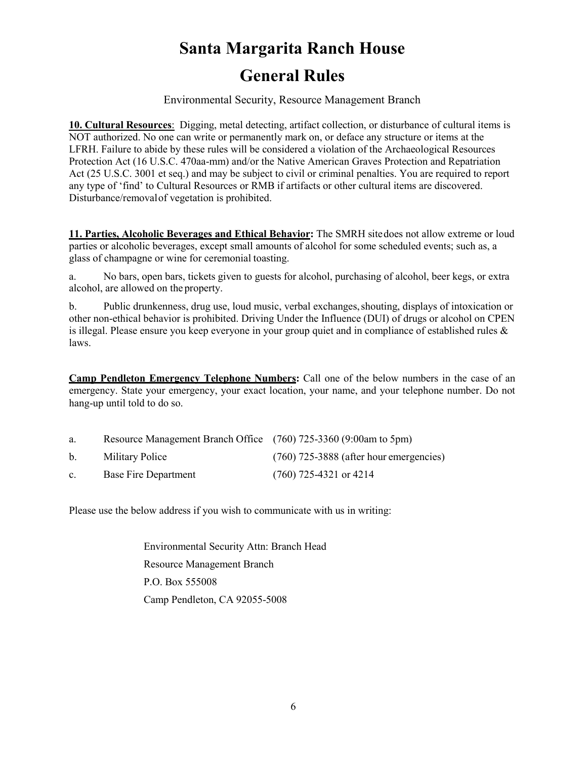# Santa Margarita Ranch House

# General Rules

Environmental Security, Resource Management Branch

**10. Cultural Resources**: Digging, metal detecting, artifact collection, or disturbance of cultural items is NOT authorized. No one can write or permanently mark on, or deface any structure or items at the LFRH. Failure to abide by these rules will be considered a violation of the Archaeological Resources Protection Act (16 U.S.C. 470aa-mm) and/or the Native American Graves Protection and Repatriation Act (25 U.S.C. 3001 et seq.) and may be subject to civil or criminal penalties. You are required to report any type of 'find' to Cultural Resources or RMB if artifacts or other cultural items are discovered. Disturbance/removal of vegetation is prohibited.

**11. Parties, Alcoholic Beverages and Ethical Behavior:** The SMRH site does not allow extreme or loud parties or alcoholic beverages, except small amounts of alcohol for some scheduled events; such as, a glass of champagne or wine for ceremonial toasting.

a. No bars, open bars, tickets given to guests for alcohol, purchasing of alcohol, beer kegs, or extra alcohol, are allowed on the property.

b. Public drunkenness, drug use, loud music, verbal exchanges, shouting, displays of intoxication or other non-ethical behavior is prohibited. Driving Under the Influence (DUI) of drugs or alcohol on CPEN is illegal. Please ensure you keep everyone in your group quiet and in compliance of established rules & laws.

**Camp Pendleton Emergency Telephone Numbers:** Call one of the below numbers in the case of an emergency. State your emergency, your exact location, your name, and your telephone number. Do not hang-up until told to do so.

a. Resource Management Branch Office (760) 725-3360 (9:00am to 5pm)

b. Military Police (760) 725-3888 (after hour emergencies)

c. Base Fire Department (760) 725-4321 or 4214

Please use the below address if you wish to communicate with us in writing:

Environmental Security Attn: Branch Head
Resource Management Branch
P.O. Box 555008
Camp Pendleton, CA 92055-5008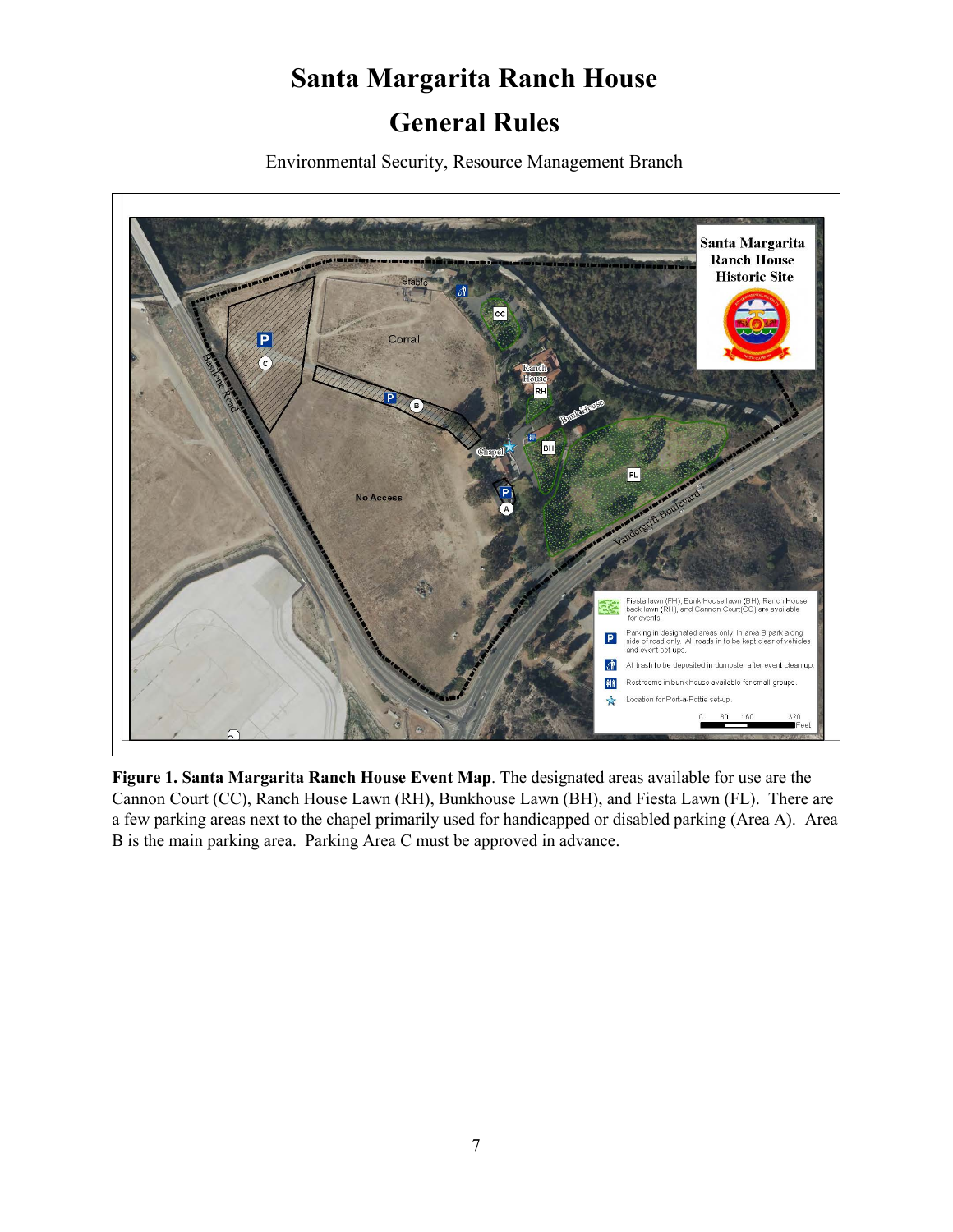# Santa Margarita Ranch House

# General Rules

Environmental Security, Resource Management Branch

Santa Margarita Ranch House Historic Site

Stable

Corral

CC

Ranch House

RH

Bunk House

BH

Chapel

FL

No Access

Basilone Road

Vandegrift Boulevard

P C

P B

P A

Fiesta lawn (FH), Bunk House lawn (BH), Ranch House back lawn (RH), and Cannon Court (CC) are available for events.

Parking in designated areas only. In area B park along side of road only. All roads in to be kept clear of vehicles and event set-ups.

All trash to be deposited in dumpster after event clean up.

Restrooms in bunk house available for small groups.

Location for Port-a-Pottie set-up.

0 80 160 320 Feet

**Figure 1. Santa Margarita Ranch House Event Map**. The designated areas available for use are the Cannon Court (CC), Ranch House Lawn (RH), Bunkhouse Lawn (BH), and Fiesta Lawn (FL). There are a few parking areas next to the chapel primarily used for handicapped or disabled parking (Area A). Area B is the main parking area. Parking Area C must be approved in advance.